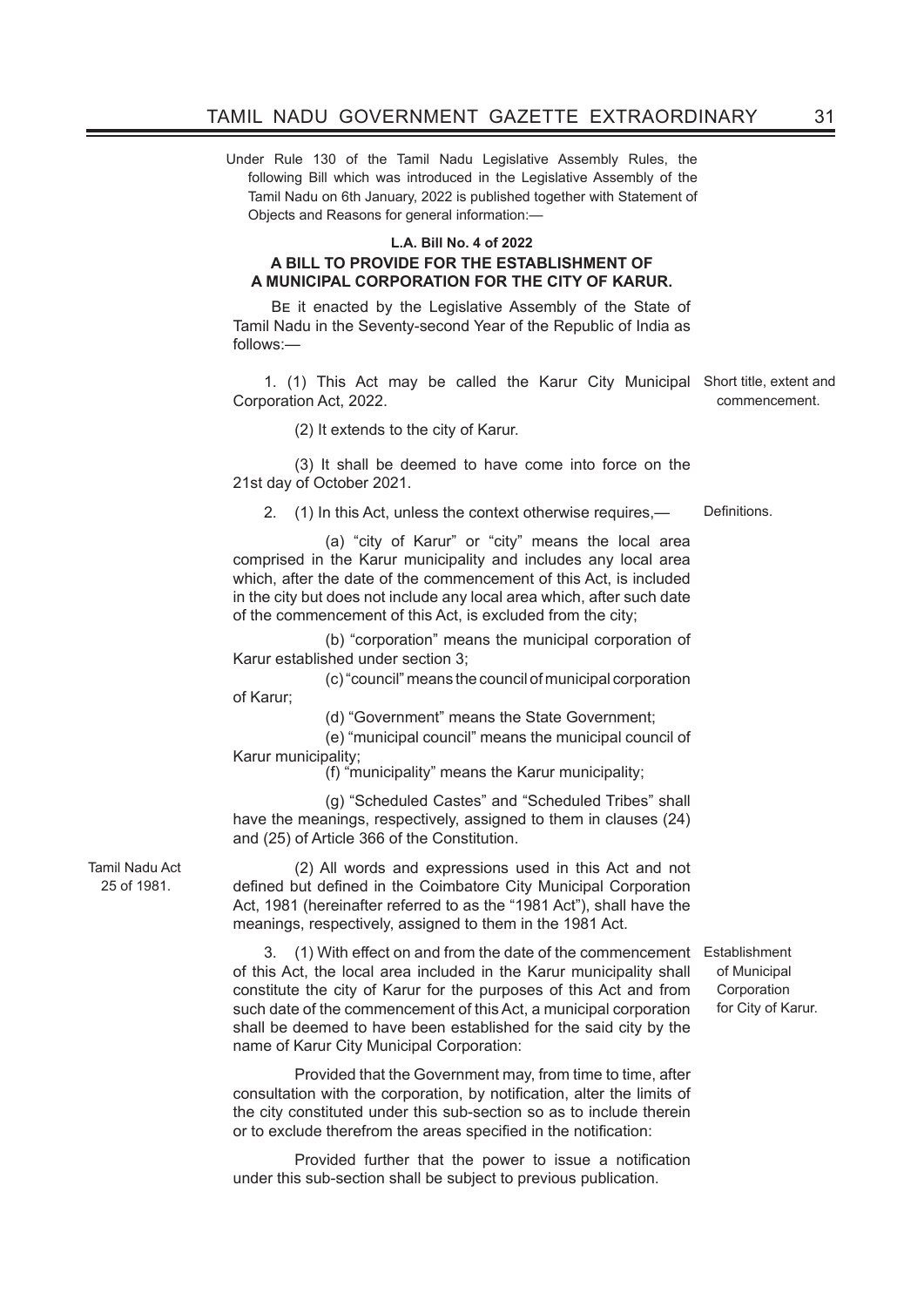Under Rule 130 of the Tamil Nadu Legislative Assembly Rules, the following Bill which was introduced in the Legislative Assembly of the Tamil Nadu on 6th January, 2022 is published together with Statement of Objects and Reasons for general information:—

**L.A. Bill No. 4 of 2022**

## A BILL TO PROVIDE FOR THE ESTABLISHMENT OF A MUNICIPAL CORPORATION FOR THE CITY OF KARUR.

BE it enacted by the Legislative Assembly of the State of Tamil Nadu in the Seventy-second Year of the Republic of India as follows:—

*Short title, extent and commencement.*

1. (1) This Act may be called the Karur City Municipal Corporation Act, 2022.

(2) It extends to the city of Karur.

(3) It shall be deemed to have come into force on the 21st day of October 2021.

*Definitions.*

2. (1) In this Act, unless the context otherwise requires,—

(a) "city of Karur" or "city" means the local area comprised in the Karur municipality and includes any local area which, after the date of the commencement of this Act, is included in the city but does not include any local area which, after such date of the commencement of this Act, is excluded from the city;

(b) "corporation" means the municipal corporation of Karur established under section 3;

(c) "council" means the council of municipal corporation of Karur;

(d) "Government" means the State Government;

(e) "municipal council" means the municipal council of Karur municipality;

(f) "municipality" means the Karur municipality;

(g) "Scheduled Castes" and "Scheduled Tribes" shall have the meanings, respectively, assigned to them in clauses (24) and (25) of Article 366 of the Constitution.

*Tamil Nadu Act 25 of 1981.*

(2) All words and expressions used in this Act and not defined but defined in the Coimbatore City Municipal Corporation Act, 1981 (hereinafter referred to as the "1981 Act"), shall have the meanings, respectively, assigned to them in the 1981 Act.

*Establishment of Municipal Corporation for City of Karur.*

3. (1) With effect on and from the date of the commencement of this Act, the local area included in the Karur municipality shall constitute the city of Karur for the purposes of this Act and from such date of the commencement of this Act, a municipal corporation shall be deemed to have been established for the said city by the name of Karur City Municipal Corporation:

Provided that the Government may, from time to time, after consultation with the corporation, by notification, alter the limits of the city constituted under this sub-section so as to include therein or to exclude therefrom the areas specified in the notification:

Provided further that the power to issue a notification under this sub-section shall be subject to previous publication.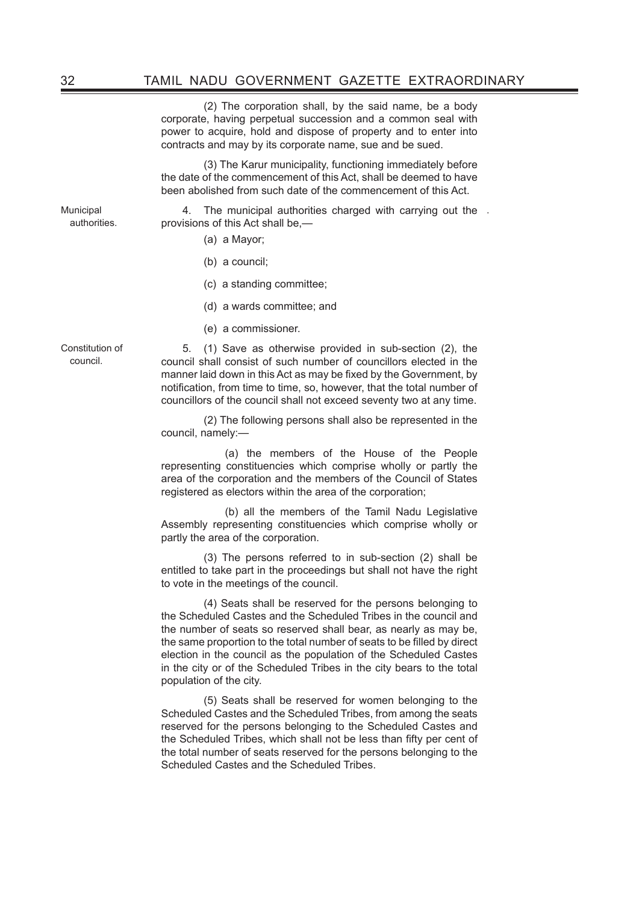(2) The corporation shall, by the said name, be a body corporate, having perpetual succession and a common seal with power to acquire, hold and dispose of property and to enter into contracts and may by its corporate name, sue and be sued.

(3) The Karur municipality, functioning immediately before the date of the commencement of this Act, shall be deemed to have been abolished from such date of the commencement of this Act.

Municipal authorities.

4. The municipal authorities charged with carrying out the provisions of this Act shall be,—

(a) a Mayor;

(b) a council;

(c) a standing committee;

(d) a wards committee; and

(e) a commissioner.

Constitution of council.

5. (1) Save as otherwise provided in sub-section (2), the council shall consist of such number of councillors elected in the manner laid down in this Act as may be fixed by the Government, by notification, from time to time, so, however, that the total number of councillors of the council shall not exceed seventy two at any time.

(2) The following persons shall also be represented in the council, namely:—

(a) the members of the House of the People representing constituencies which comprise wholly or partly the area of the corporation and the members of the Council of States registered as electors within the area of the corporation;

(b) all the members of the Tamil Nadu Legislative Assembly representing constituencies which comprise wholly or partly the area of the corporation.

(3) The persons referred to in sub-section (2) shall be entitled to take part in the proceedings but shall not have the right to vote in the meetings of the council.

(4) Seats shall be reserved for the persons belonging to the Scheduled Castes and the Scheduled Tribes in the council and the number of seats so reserved shall bear, as nearly as may be, the same proportion to the total number of seats to be filled by direct election in the council as the population of the Scheduled Castes in the city or of the Scheduled Tribes in the city bears to the total population of the city.

(5) Seats shall be reserved for women belonging to the Scheduled Castes and the Scheduled Tribes, from among the seats reserved for the persons belonging to the Scheduled Castes and the Scheduled Tribes, which shall not be less than fifty per cent of the total number of seats reserved for the persons belonging to the Scheduled Castes and the Scheduled Tribes.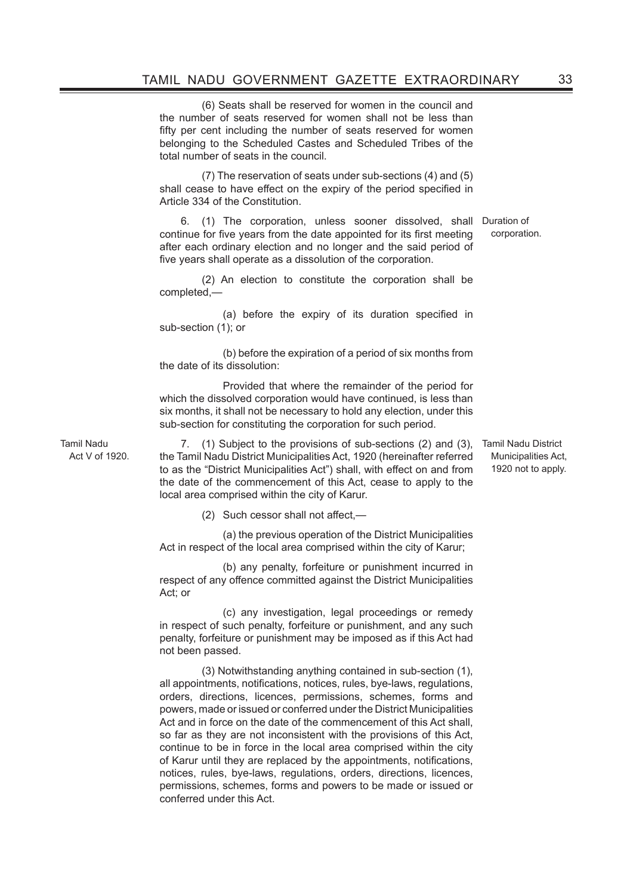(6) Seats shall be reserved for women in the council and the number of seats reserved for women shall not be less than fifty per cent including the number of seats reserved for women belonging to the Scheduled Castes and Scheduled Tribes of the total number of seats in the council.

(7) The reservation of seats under sub-sections (4) and (5) shall cease to have effect on the expiry of the period specified in Article 334 of the Constitution.

*Duration of corporation.*

6. (1) The corporation, unless sooner dissolved, shall continue for five years from the date appointed for its first meeting after each ordinary election and no longer and the said period of five years shall operate as a dissolution of the corporation.

(2) An election to constitute the corporation shall be completed,—

(a) before the expiry of its duration specified in sub-section (1); or

(b) before the expiration of a period of six months from the date of its dissolution:

Provided that where the remainder of the period for which the dissolved corporation would have continued, is less than six months, it shall not be necessary to hold any election, under this sub-section for constituting the corporation for such period.

*Tamil Nadu Act V of 1920.*

*Tamil Nadu District Municipalities Act, 1920 not to apply.*

7. (1) Subject to the provisions of sub-sections (2) and (3), the Tamil Nadu District Municipalities Act, 1920 (hereinafter referred to as the "District Municipalities Act") shall, with effect on and from the date of the commencement of this Act, cease to apply to the local area comprised within the city of Karur.

(2) Such cessor shall not affect,—

(a) the previous operation of the District Municipalities Act in respect of the local area comprised within the city of Karur;

(b) any penalty, forfeiture or punishment incurred in respect of any offence committed against the District Municipalities Act; or

(c) any investigation, legal proceedings or remedy in respect of such penalty, forfeiture or punishment, and any such penalty, forfeiture or punishment may be imposed as if this Act had not been passed.

(3) Notwithstanding anything contained in sub-section (1), all appointments, notifications, notices, rules, bye-laws, regulations, orders, directions, licences, permissions, schemes, forms and powers, made or issued or conferred under the District Municipalities Act and in force on the date of the commencement of this Act shall, so far as they are not inconsistent with the provisions of this Act, continue to be in force in the local area comprised within the city of Karur until they are replaced by the appointments, notifications, notices, rules, bye-laws, regulations, orders, directions, licences, permissions, schemes, forms and powers to be made or issued or conferred under this Act.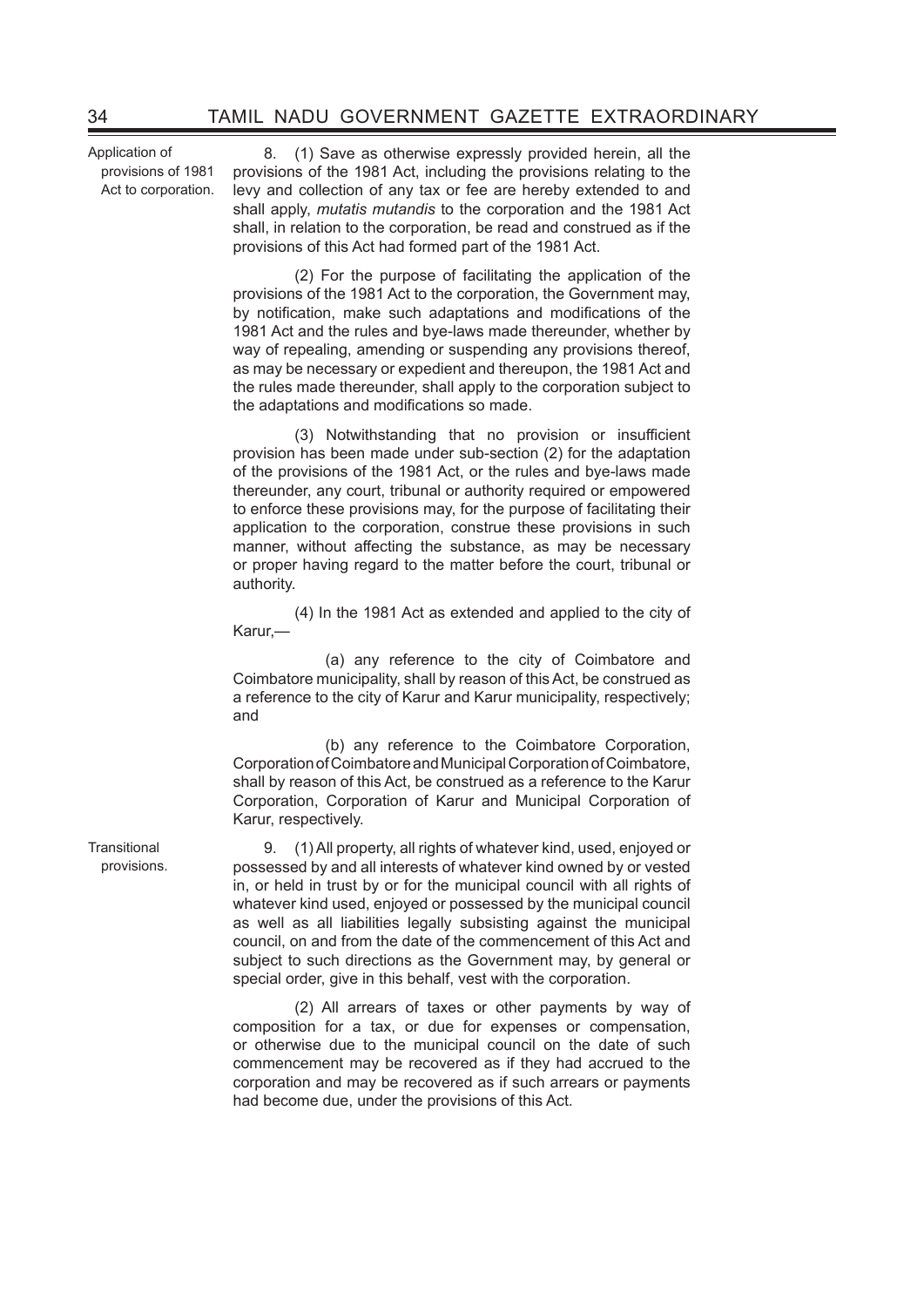**Application of provisions of 1981 Act to corporation.**

8. (1) Save as otherwise expressly provided herein, all the provisions of the 1981 Act, including the provisions relating to the levy and collection of any tax or fee are hereby extended to and shall apply, *mutatis mutandis* to the corporation and the 1981 Act shall, in relation to the corporation, be read and construed as if the provisions of this Act had formed part of the 1981 Act.

(2) For the purpose of facilitating the application of the provisions of the 1981 Act to the corporation, the Government may, by notification, make such adaptations and modifications of the 1981 Act and the rules and bye-laws made thereunder, whether by way of repealing, amending or suspending any provisions thereof, as may be necessary or expedient and thereupon, the 1981 Act and the rules made thereunder, shall apply to the corporation subject to the adaptations and modifications so made.

(3) Notwithstanding that no provision or insufficient provision has been made under sub-section (2) for the adaptation of the provisions of the 1981 Act, or the rules and bye-laws made thereunder, any court, tribunal or authority required or empowered to enforce these provisions may, for the purpose of facilitating their application to the corporation, construe these provisions in such manner, without affecting the substance, as may be necessary or proper having regard to the matter before the court, tribunal or authority.

(4) In the 1981 Act as extended and applied to the city of Karur,—

(a) any reference to the city of Coimbatore and Coimbatore municipality, shall by reason of this Act, be construed as a reference to the city of Karur and Karur municipality, respectively; and

(b) any reference to the Coimbatore Corporation, Corporation of Coimbatore and Municipal Corporation of Coimbatore, shall by reason of this Act, be construed as a reference to the Karur Corporation, Corporation of Karur and Municipal Corporation of Karur, respectively.

**Transitional provisions.**

9. (1) All property, all rights of whatever kind, used, enjoyed or possessed by and all interests of whatever kind owned by or vested in, or held in trust by or for the municipal council with all rights of whatever kind used, enjoyed or possessed by the municipal council as well as all liabilities legally subsisting against the municipal council, on and from the date of the commencement of this Act and subject to such directions as the Government may, by general or special order, give in this behalf, vest with the corporation.

(2) All arrears of taxes or other payments by way of composition for a tax, or due for expenses or compensation, or otherwise due to the municipal council on the date of such commencement may be recovered as if they had accrued to the corporation and may be recovered as if such arrears or payments had become due, under the provisions of this Act.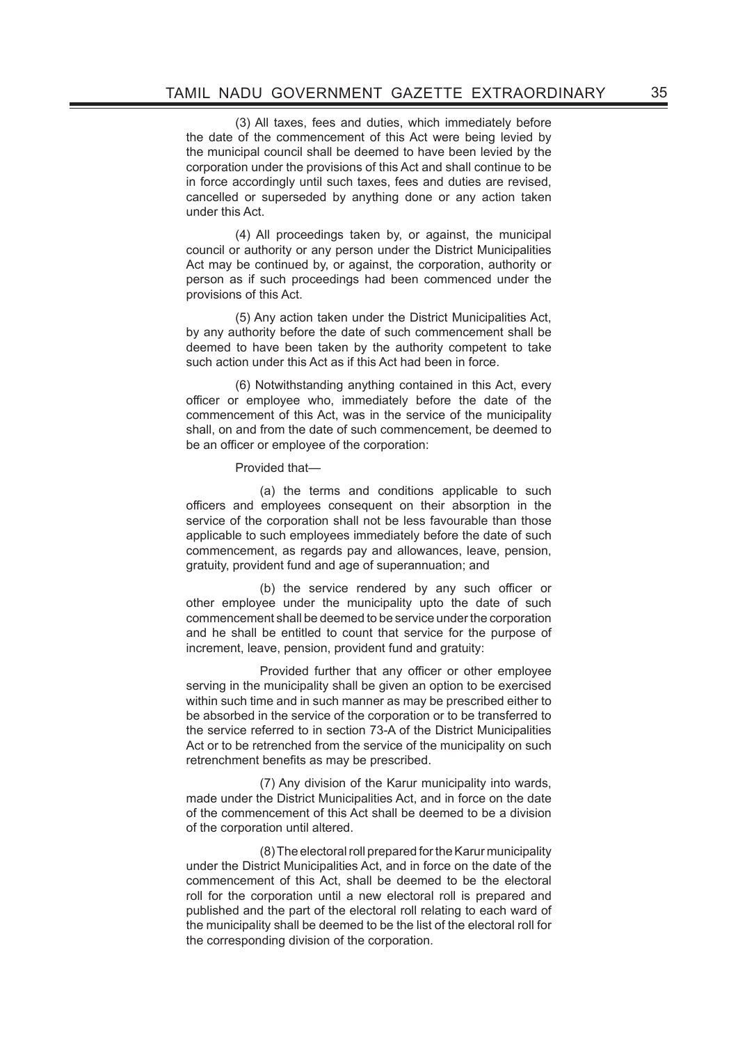(3) All taxes, fees and duties, which immediately before the date of the commencement of this Act were being levied by the municipal council shall be deemed to have been levied by the corporation under the provisions of this Act and shall continue to be in force accordingly until such taxes, fees and duties are revised, cancelled or superseded by anything done or any action taken under this Act.

(4) All proceedings taken by, or against, the municipal council or authority or any person under the District Municipalities Act may be continued by, or against, the corporation, authority or person as if such proceedings had been commenced under the provisions of this Act.

(5) Any action taken under the District Municipalities Act, by any authority before the date of such commencement shall be deemed to have been taken by the authority competent to take such action under this Act as if this Act had been in force.

(6) Notwithstanding anything contained in this Act, every officer or employee who, immediately before the date of the commencement of this Act, was in the service of the municipality shall, on and from the date of such commencement, be deemed to be an officer or employee of the corporation:

Provided that—

(a) the terms and conditions applicable to such officers and employees consequent on their absorption in the service of the corporation shall not be less favourable than those applicable to such employees immediately before the date of such commencement, as regards pay and allowances, leave, pension, gratuity, provident fund and age of superannuation; and

(b) the service rendered by any such officer or other employee under the municipality upto the date of such commencement shall be deemed to be service under the corporation and he shall be entitled to count that service for the purpose of increment, leave, pension, provident fund and gratuity:

Provided further that any officer or other employee serving in the municipality shall be given an option to be exercised within such time and in such manner as may be prescribed either to be absorbed in the service of the corporation or to be transferred to the service referred to in section 73-A of the District Municipalities Act or to be retrenched from the service of the municipality on such retrenchment benefits as may be prescribed.

(7) Any division of the Karur municipality into wards, made under the District Municipalities Act, and in force on the date of the commencement of this Act shall be deemed to be a division of the corporation until altered.

(8) The electoral roll prepared for the Karur municipality under the District Municipalities Act, and in force on the date of the commencement of this Act, shall be deemed to be the electoral roll for the corporation until a new electoral roll is prepared and published and the part of the electoral roll relating to each ward of the municipality shall be deemed to be the list of the electoral roll for the corresponding division of the corporation.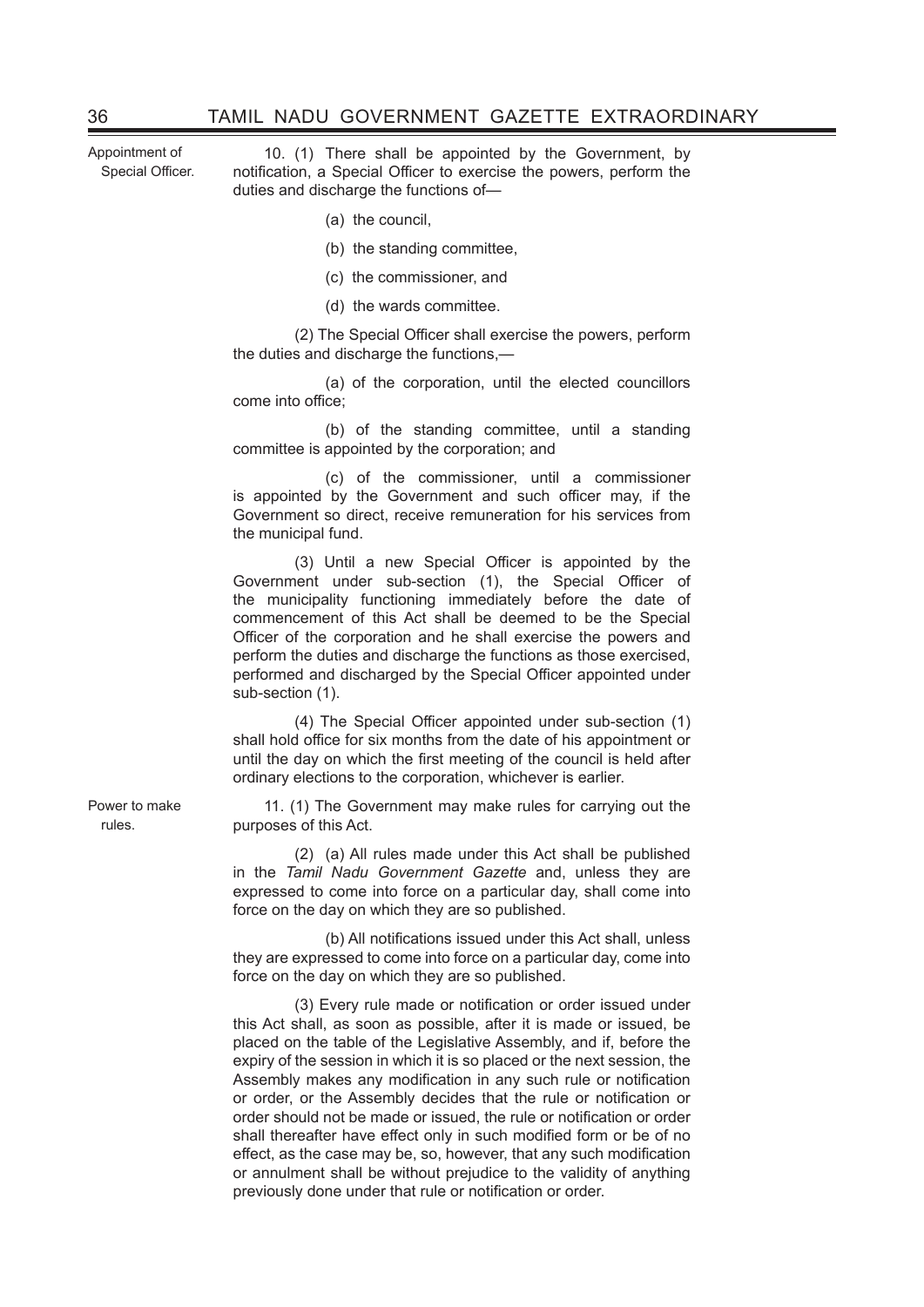Appointment of Special Officer.

10. (1) There shall be appointed by the Government, by notification, a Special Officer to exercise the powers, perform the duties and discharge the functions of—

(a) the council,

(b) the standing committee,

(c) the commissioner, and

(d) the wards committee.

(2) The Special Officer shall exercise the powers, perform the duties and discharge the functions,—

(a) of the corporation, until the elected councillors come into office;

(b) of the standing committee, until a standing committee is appointed by the corporation; and

(c) of the commissioner, until a commissioner is appointed by the Government and such officer may, if the Government so direct, receive remuneration for his services from the municipal fund.

(3) Until a new Special Officer is appointed by the Government under sub-section (1), the Special Officer of the municipality functioning immediately before the date of commencement of this Act shall be deemed to be the Special Officer of the corporation and he shall exercise the powers and perform the duties and discharge the functions as those exercised, performed and discharged by the Special Officer appointed under sub-section (1).

(4) The Special Officer appointed under sub-section (1) shall hold office for six months from the date of his appointment or until the day on which the first meeting of the council is held after ordinary elections to the corporation, whichever is earlier.

Power to make rules.

11. (1) The Government may make rules for carrying out the purposes of this Act.

(2) (a) All rules made under this Act shall be published in the *Tamil Nadu Government Gazette* and, unless they are expressed to come into force on a particular day, shall come into force on the day on which they are so published.

(b) All notifications issued under this Act shall, unless they are expressed to come into force on a particular day, come into force on the day on which they are so published.

(3) Every rule made or notification or order issued under this Act shall, as soon as possible, after it is made or issued, be placed on the table of the Legislative Assembly, and if, before the expiry of the session in which it is so placed or the next session, the Assembly makes any modification in any such rule or notification or order, or the Assembly decides that the rule or notification or order should not be made or issued, the rule or notification or order shall thereafter have effect only in such modified form or be of no effect, as the case may be, so, however, that any such modification or annulment shall be without prejudice to the validity of anything previously done under that rule or notification or order.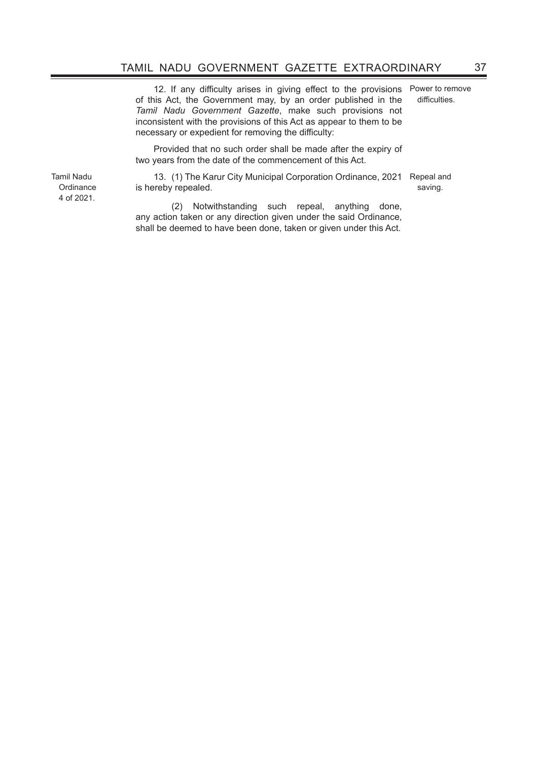12. If any difficulty arises in giving effect to the provisions of this Act, the Government may, by an order published in the *Tamil Nadu Government Gazette*, make such provisions not inconsistent with the provisions of this Act as appear to them to be necessary or expedient for removing the difficulty:

Power to remove difficulties.

Provided that no such order shall be made after the expiry of two years from the date of the commencement of this Act.

13. (1) The Karur City Municipal Corporation Ordinance, 2021 is hereby repealed.

Tamil Nadu Ordinance 4 of 2021.

Repeal and saving.

(2) Notwithstanding such repeal, anything done, any action taken or any direction given under the said Ordinance, shall be deemed to have been done, taken or given under this Act.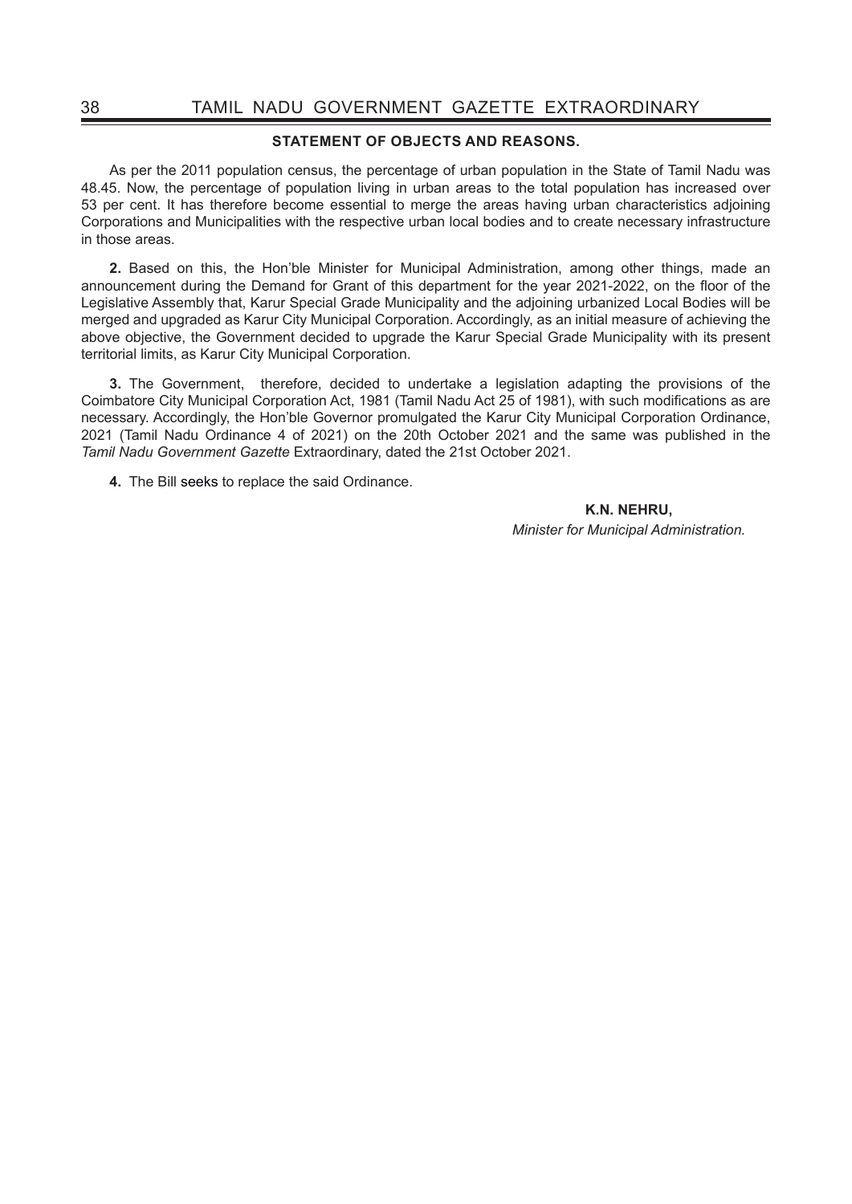**STATEMENT OF OBJECTS AND REASONS.**

As per the 2011 population census, the percentage of urban population in the State of Tamil Nadu was 48.45. Now, the percentage of population living in urban areas to the total population has increased over 53 per cent. It has therefore become essential to merge the areas having urban characteristics adjoining Corporations and Municipalities with the respective urban local bodies and to create necessary infrastructure in those areas.

**2.** Based on this, the Hon'ble Minister for Municipal Administration, among other things, made an announcement during the Demand for Grant of this department for the year 2021-2022, on the floor of the Legislative Assembly that, Karur Special Grade Municipality and the adjoining urbanized Local Bodies will be merged and upgraded as Karur City Municipal Corporation. Accordingly, as an initial measure of achieving the above objective, the Government decided to upgrade the Karur Special Grade Municipality with its present territorial limits, as Karur City Municipal Corporation.

**3.** The Government, therefore, decided to undertake a legislation adapting the provisions of the Coimbatore City Municipal Corporation Act, 1981 (Tamil Nadu Act 25 of 1981), with such modifications as are necessary. Accordingly, the Hon'ble Governor promulgated the Karur City Municipal Corporation Ordinance, 2021 (Tamil Nadu Ordinance 4 of 2021) on the 20th October 2021 and the same was published in the *Tamil Nadu Government Gazette* Extraordinary, dated the 21st October 2021.

**4.** The Bill seeks to replace the said Ordinance.

**K.N. NEHRU,**
*Minister for Municipal Administration.*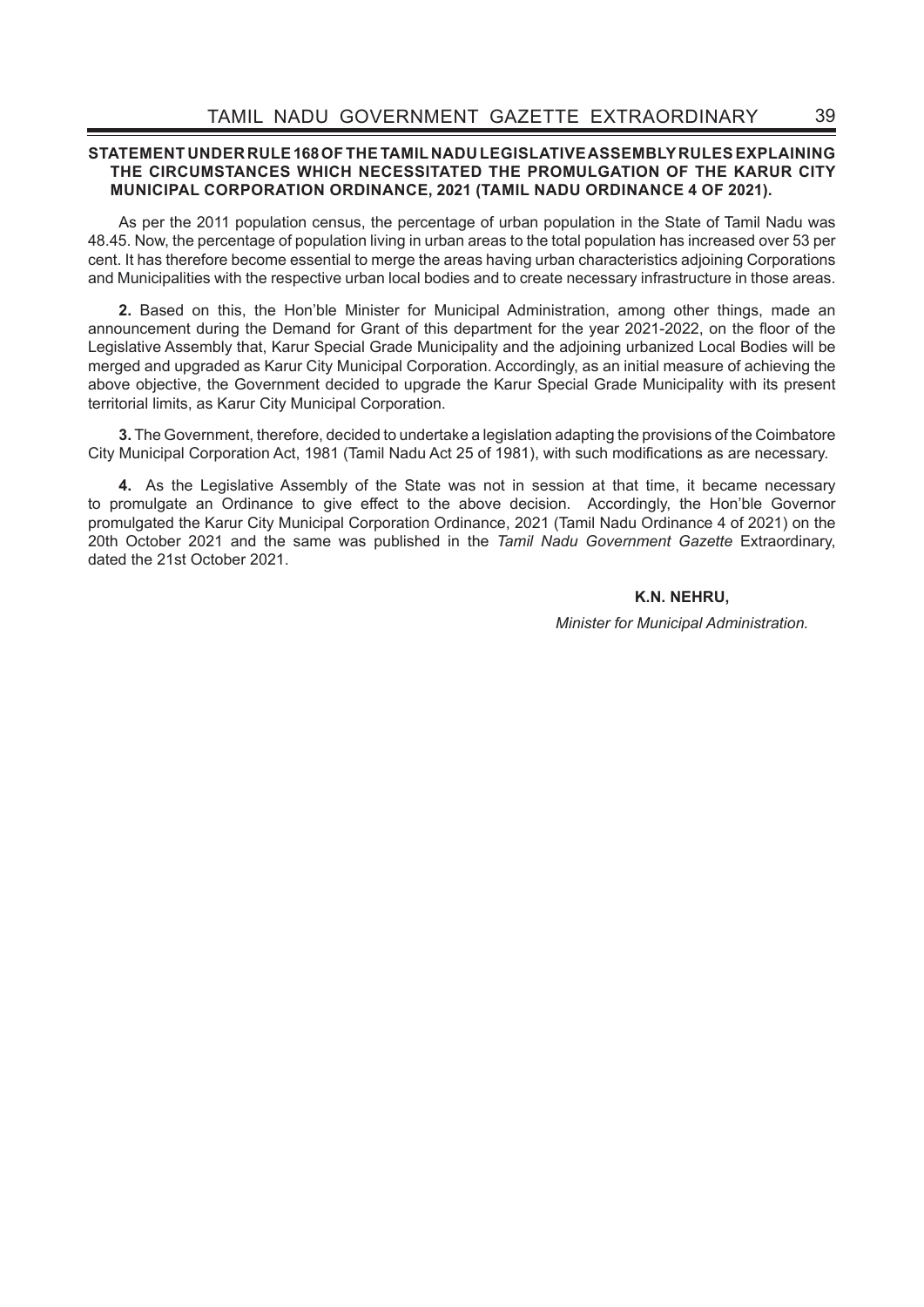**STATEMENT UNDER RULE 168 OF THE TAMIL NADU LEGISLATIVE ASSEMBLY RULES EXPLAINING THE CIRCUMSTANCES WHICH NECESSITATED THE PROMULGATION OF THE KARUR CITY MUNICIPAL CORPORATION ORDINANCE, 2021 (TAMIL NADU ORDINANCE 4 OF 2021).**

As per the 2011 population census, the percentage of urban population in the State of Tamil Nadu was 48.45. Now, the percentage of population living in urban areas to the total population has increased over 53 per cent. It has therefore become essential to merge the areas having urban characteristics adjoining Corporations and Municipalities with the respective urban local bodies and to create necessary infrastructure in those areas.

**2.** Based on this, the Hon'ble Minister for Municipal Administration, among other things, made an announcement during the Demand for Grant of this department for the year 2021-2022, on the floor of the Legislative Assembly that, Karur Special Grade Municipality and the adjoining urbanized Local Bodies will be merged and upgraded as Karur City Municipal Corporation. Accordingly, as an initial measure of achieving the above objective, the Government decided to upgrade the Karur Special Grade Municipality with its present territorial limits, as Karur City Municipal Corporation.

**3.** The Government, therefore, decided to undertake a legislation adapting the provisions of the Coimbatore City Municipal Corporation Act, 1981 (Tamil Nadu Act 25 of 1981), with such modifications as are necessary.

**4.** As the Legislative Assembly of the State was not in session at that time, it became necessary to promulgate an Ordinance to give effect to the above decision. Accordingly, the Hon'ble Governor promulgated the Karur City Municipal Corporation Ordinance, 2021 (Tamil Nadu Ordinance 4 of 2021) on the 20th October 2021 and the same was published in the *Tamil Nadu Government Gazette* Extraordinary, dated the 21st October 2021.

**K.N. NEHRU,**

*Minister for Municipal Administration.*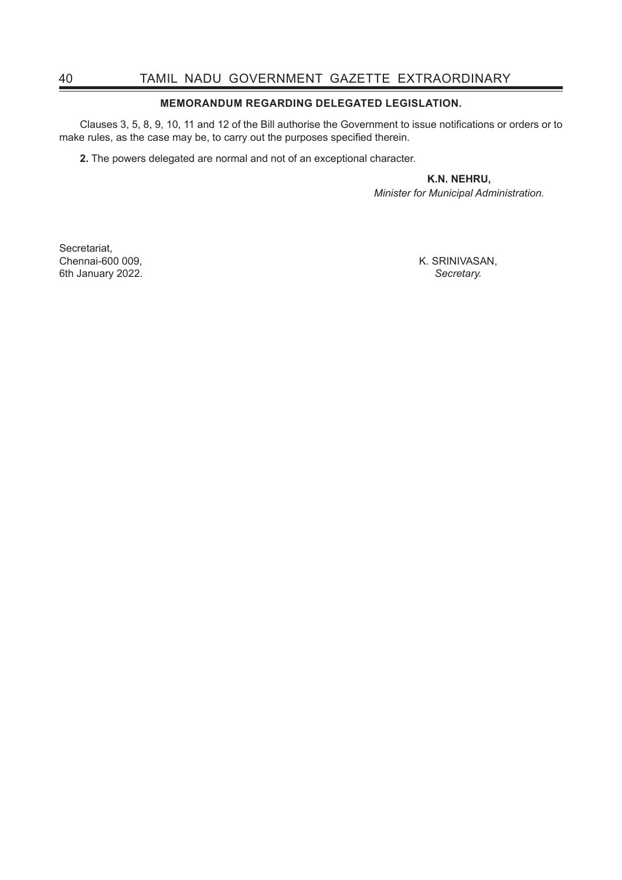## MEMORANDUM REGARDING DELEGATED LEGISLATION.

Clauses 3, 5, 8, 9, 10, 11 and 12 of the Bill authorise the Government to issue notifications or orders or to make rules, as the case may be, to carry out the purposes specified therein.

**2.** The powers delegated are normal and not of an exceptional character.

**K.N. NEHRU,**
*Minister for Municipal Administration.*

Secretariat,
Chennai-600 009,
6th January 2022.

K. SRINIVASAN,
*Secretary.*